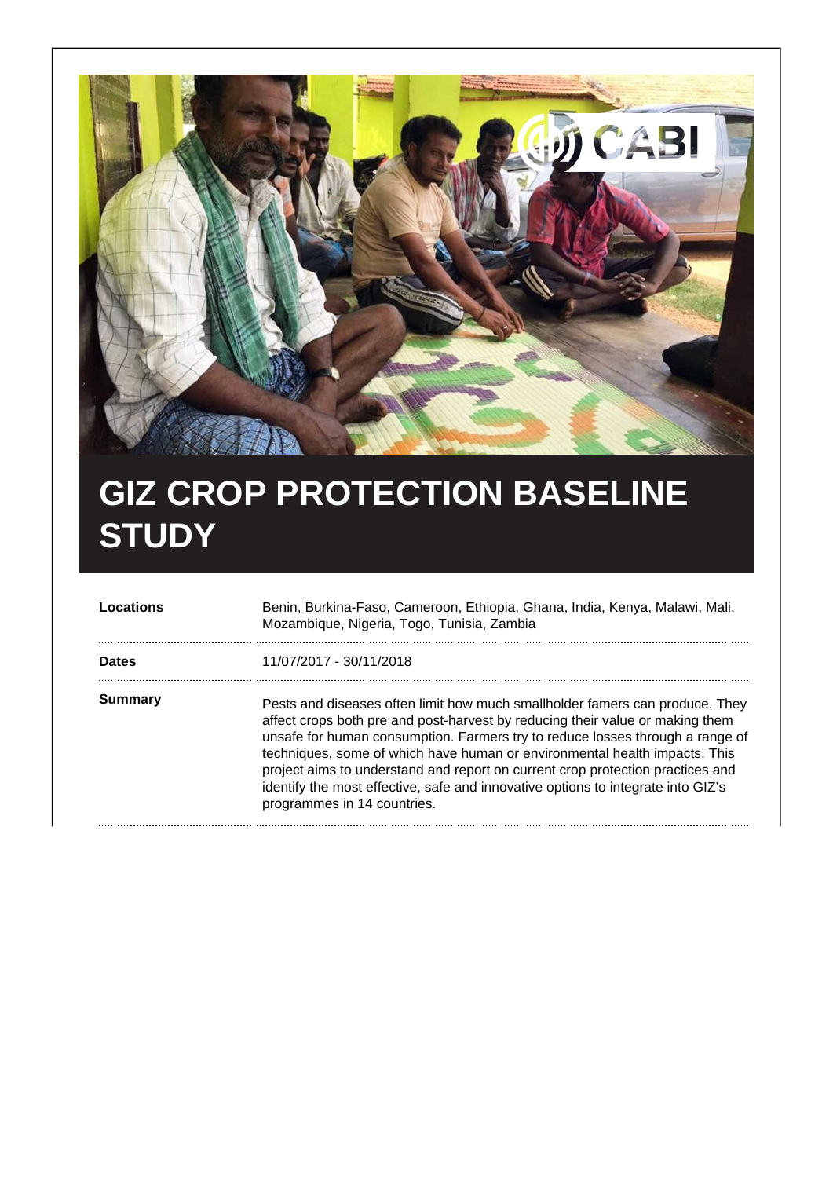# GIZ CROP PROTECTION BASELINE STUDY

| | |
|---|---|
| **Locations** | Benin, Burkina-Faso, Cameroon, Ethiopia, Ghana, India, Kenya, Malawi, Mali, Mozambique, Nigeria, Togo, Tunisia, Zambia |
| **Dates** | 11/07/2017 - 30/11/2018 |
| **Summary** | Pests and diseases often limit how much smallholder famers can produce. They affect crops both pre and post-harvest by reducing their value or making them unsafe for human consumption. Farmers try to reduce losses through a range of techniques, some of which have human or environmental health impacts. This project aims to understand and report on current crop protection practices and identify the most effective, safe and innovative options to integrate into GIZ's programmes in 14 countries. |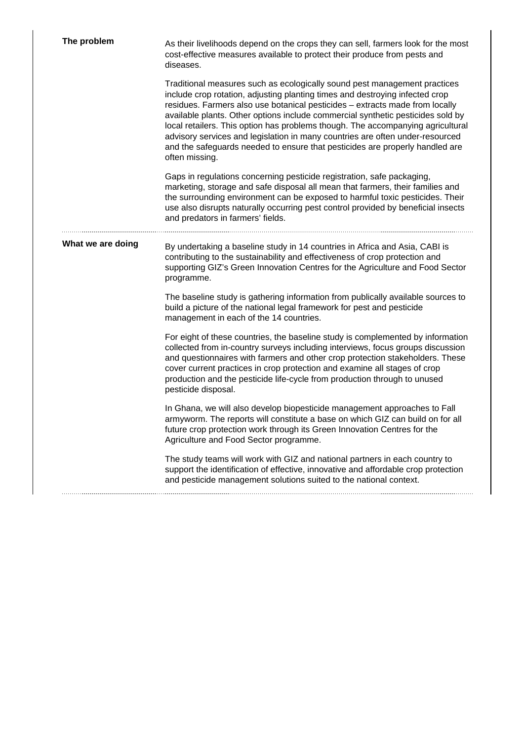## The problem

As their livelihoods depend on the crops they can sell, farmers look for the most cost-effective measures available to protect their produce from pests and diseases.

Traditional measures such as ecologically sound pest management practices include crop rotation, adjusting planting times and destroying infected crop residues. Farmers also use botanical pesticides – extracts made from locally available plants. Other options include commercial synthetic pesticides sold by local retailers. This option has problems though. The accompanying agricultural advisory services and legislation in many countries are often under-resourced and the safeguards needed to ensure that pesticides are properly handled are often missing.

Gaps in regulations concerning pesticide registration, safe packaging, marketing, storage and safe disposal all mean that farmers, their families and the surrounding environment can be exposed to harmful toxic pesticides. Their use also disrupts naturally occurring pest control provided by beneficial insects and predators in farmers' fields.

## What we are doing

By undertaking a baseline study in 14 countries in Africa and Asia, CABI is contributing to the sustainability and effectiveness of crop protection and supporting GIZ's Green Innovation Centres for the Agriculture and Food Sector programme.

The baseline study is gathering information from publically available sources to build a picture of the national legal framework for pest and pesticide management in each of the 14 countries.

For eight of these countries, the baseline study is complemented by information collected from in-country surveys including interviews, focus groups discussion and questionnaires with farmers and other crop protection stakeholders. These cover current practices in crop protection and examine all stages of crop production and the pesticide life-cycle from production through to unused pesticide disposal.

In Ghana, we will also develop biopesticide management approaches to Fall armyworm. The reports will constitute a base on which GIZ can build on for all future crop protection work through its Green Innovation Centres for the Agriculture and Food Sector programme.

The study teams will work with GIZ and national partners in each country to support the identification of effective, innovative and affordable crop protection and pesticide management solutions suited to the national context.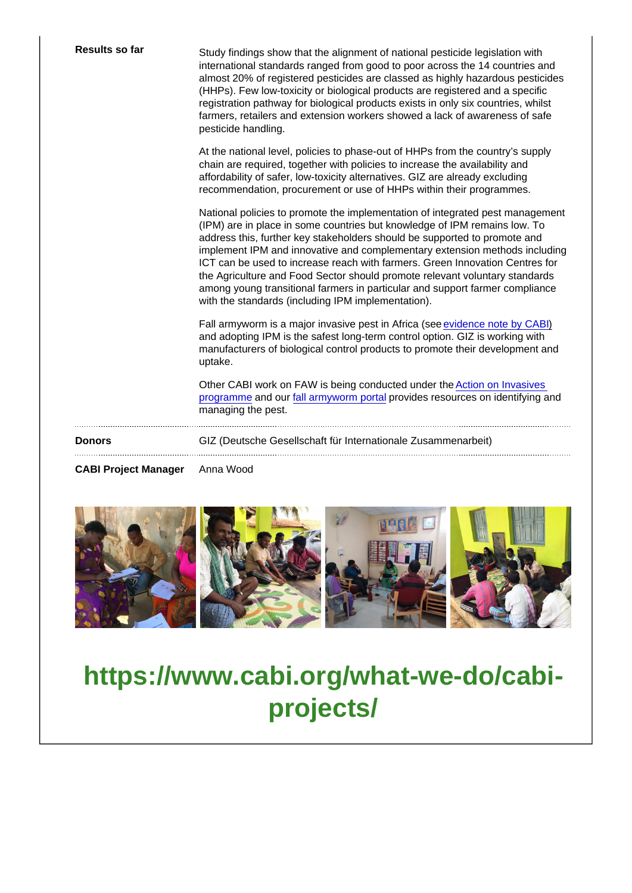**Results so far**

Study findings show that the alignment of national pesticide legislation with international standards ranged from good to poor across the 14 countries and almost 20% of registered pesticides are classed as highly hazardous pesticides (HHPs). Few low-toxicity or biological products are registered and a specific registration pathway for biological products exists in only six countries, whilst farmers, retailers and extension workers showed a lack of awareness of safe pesticide handling.

At the national level, policies to phase-out of HHPs from the country's supply chain are required, together with policies to increase the availability and affordability of safer, low-toxicity alternatives. GIZ are already excluding recommendation, procurement or use of HHPs within their programmes.

National policies to promote the implementation of integrated pest management (IPM) are in place in some countries but knowledge of IPM remains low. To address this, further key stakeholders should be supported to promote and implement IPM and innovative and complementary extension methods including ICT can be used to increase reach with farmers. Green Innovation Centres for the Agriculture and Food Sector should promote relevant voluntary standards among young transitional farmers in particular and support farmer compliance with the standards (including IPM implementation).

Fall armyworm is a major invasive pest in Africa (see evidence note by CABI) and adopting IPM is the safest long-term control option. GIZ is working with manufacturers of biological control products to promote their development and uptake.

Other CABI work on FAW is being conducted under the Action on Invasives programme and our fall armyworm portal provides resources on identifying and managing the pest.

**Donors** GIZ (Deutsche Gesellschaft für Internationale Zusammenarbeit)

**CABI Project Manager** Anna Wood

## https://www.cabi.org/what-we-do/cabi-projects/